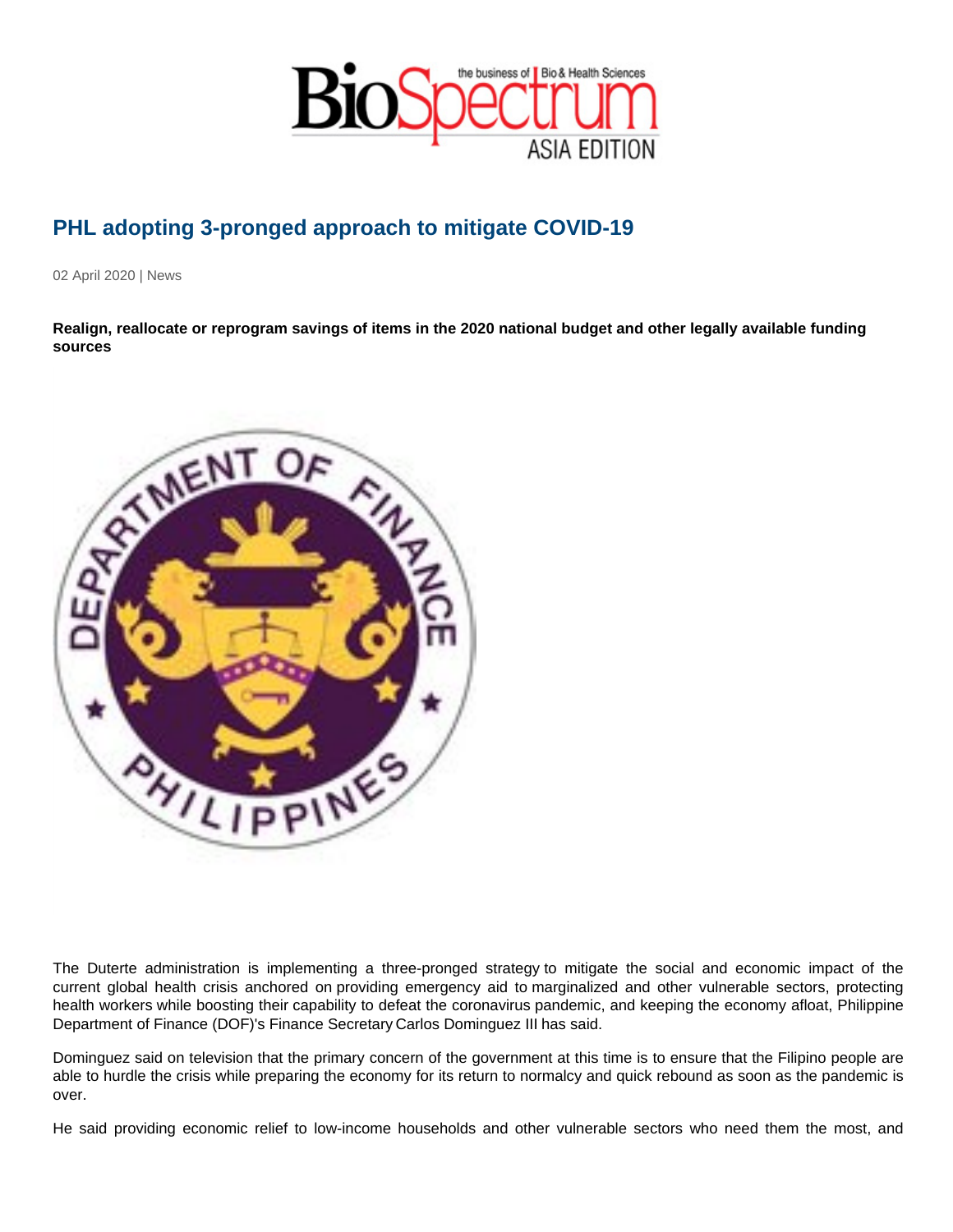# PHL adopting 3-pronged approach to mitigate COVID-19

02 April 2020 | News

**Realign, reallocate or reprogram savings of items in the 2020 national budget and other legally available funding sources**

The Duterte administration is implementing a three-pronged strategy to mitigate the social and economic impact of the current global health crisis anchored on providing emergency aid to marginalized and other vulnerable sectors, protecting health workers while boosting their capability to defeat the coronavirus pandemic, and keeping the economy afloat, Philippine Department of Finance (DOF)'s Finance Secretary Carlos Dominguez III has said.

Dominguez said on television that the primary concern of the government at this time is to ensure that the Filipino people are able to hurdle the crisis while preparing the economy for its return to normalcy and quick rebound as soon as the pandemic is over.

He said providing economic relief to low-income households and other vulnerable sectors who need them the most, and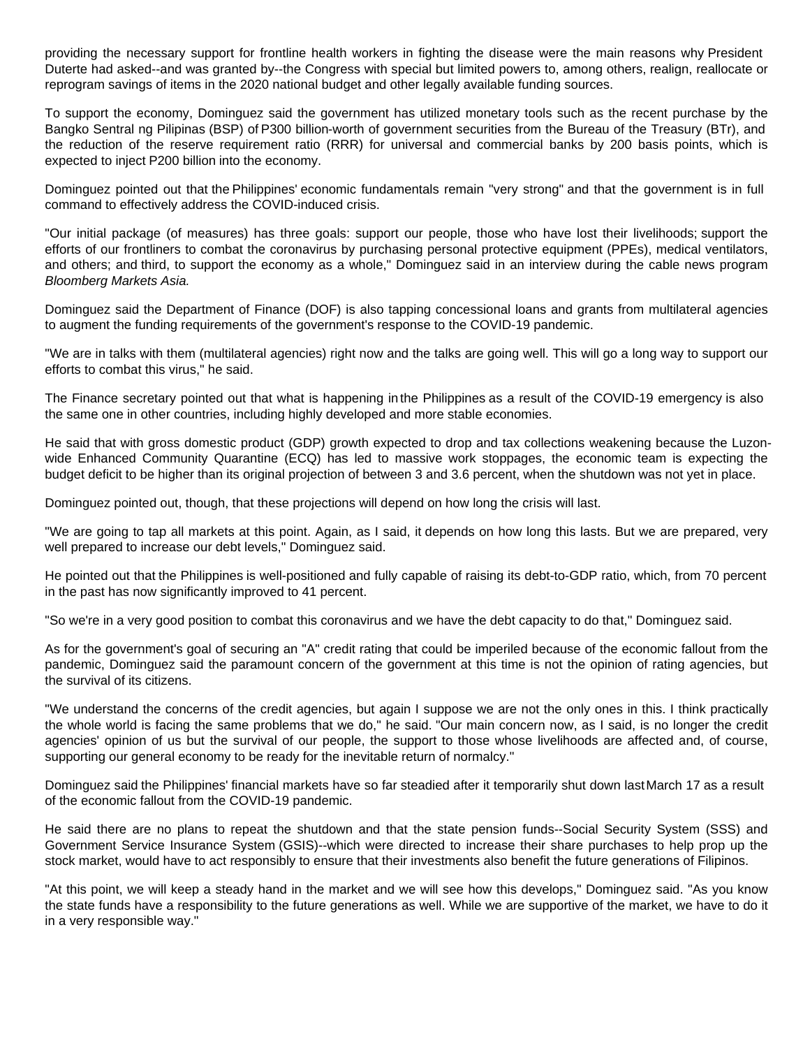providing the necessary support for frontline health workers in fighting the disease were the main reasons why President Duterte had asked--and was granted by--the Congress with special but limited powers to, among others, realign, reallocate or reprogram savings of items in the 2020 national budget and other legally available funding sources.

To support the economy, Dominguez said the government has utilized monetary tools such as the recent purchase by the Bangko Sentral ng Pilipinas (BSP) of P300 billion-worth of government securities from the Bureau of the Treasury (BTr), and the reduction of the reserve requirement ratio (RRR) for universal and commercial banks by 200 basis points, which is expected to inject P200 billion into the economy.

Dominguez pointed out that the Philippines' economic fundamentals remain "very strong" and that the government is in full command to effectively address the COVID-induced crisis.

"Our initial package (of measures) has three goals: support our people, those who have lost their livelihoods; support the efforts of our frontliners to combat the coronavirus by purchasing personal protective equipment (PPEs), medical ventilators, and others; and third, to support the economy as a whole," Dominguez said in an interview during the cable news program *Bloomberg Markets Asia.*

Dominguez said the Department of Finance (DOF) is also tapping concessional loans and grants from multilateral agencies to augment the funding requirements of the government's response to the COVID-19 pandemic.

"We are in talks with them (multilateral agencies) right now and the talks are going well. This will go a long way to support our efforts to combat this virus," he said.

The Finance secretary pointed out that what is happening in the Philippines as a result of the COVID-19 emergency is also the same one in other countries, including highly developed and more stable economies.

He said that with gross domestic product (GDP) growth expected to drop and tax collections weakening because the Luzon-wide Enhanced Community Quarantine (ECQ) has led to massive work stoppages, the economic team is expecting the budget deficit to be higher than its original projection of between 3 and 3.6 percent, when the shutdown was not yet in place.

Dominguez pointed out, though, that these projections will depend on how long the crisis will last.

"We are going to tap all markets at this point. Again, as I said, it depends on how long this lasts. But we are prepared, very well prepared to increase our debt levels," Dominguez said.

He pointed out that the Philippines is well-positioned and fully capable of raising its debt-to-GDP ratio, which, from 70 percent in the past has now significantly improved to 41 percent.

"So we're in a very good position to combat this coronavirus and we have the debt capacity to do that," Dominguez said.

As for the government's goal of securing an "A" credit rating that could be imperiled because of the economic fallout from the pandemic, Dominguez said the paramount concern of the government at this time is not the opinion of rating agencies, but the survival of its citizens.

"We understand the concerns of the credit agencies, but again I suppose we are not the only ones in this. I think practically the whole world is facing the same problems that we do," he said. "Our main concern now, as I said, is no longer the credit agencies' opinion of us but the survival of our people, the support to those whose livelihoods are affected and, of course, supporting our general economy to be ready for the inevitable return of normalcy."

Dominguez said the Philippines' financial markets have so far steadied after it temporarily shut down last March 17 as a result of the economic fallout from the COVID-19 pandemic.

He said there are no plans to repeat the shutdown and that the state pension funds--Social Security System (SSS) and Government Service Insurance System (GSIS)--which were directed to increase their share purchases to help prop up the stock market, would have to act responsibly to ensure that their investments also benefit the future generations of Filipinos.

"At this point, we will keep a steady hand in the market and we will see how this develops," Dominguez said. "As you know the state funds have a responsibility to the future generations as well. While we are supportive of the market, we have to do it in a very responsible way."